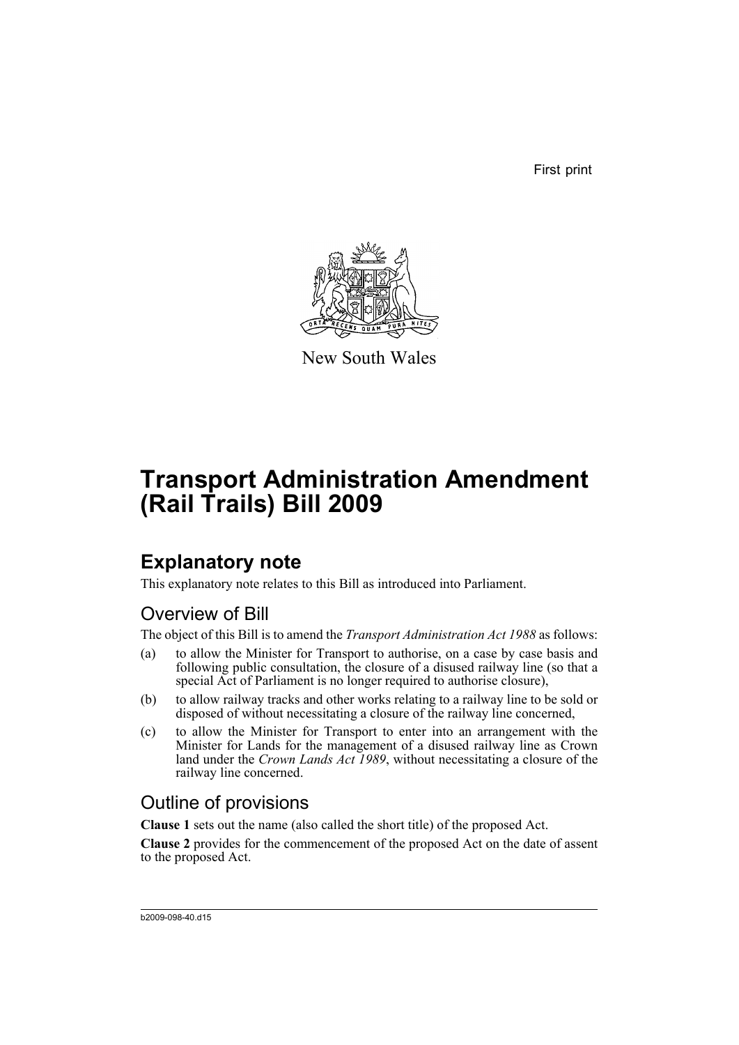First print

New South Wales

# Transport Administration Amendment (Rail Trails) Bill 2009

## Explanatory note

This explanatory note relates to this Bill as introduced into Parliament.

### Overview of Bill

The object of this Bill is to amend the *Transport Administration Act 1988* as follows:

(a) to allow the Minister for Transport to authorise, on a case by case basis and following public consultation, the closure of a disused railway line (so that a special Act of Parliament is no longer required to authorise closure),

(b) to allow railway tracks and other works relating to a railway line to be sold or disposed of without necessitating a closure of the railway line concerned,

(c) to allow the Minister for Transport to enter into an arrangement with the Minister for Lands for the management of a disused railway line as Crown land under the *Crown Lands Act 1989*, without necessitating a closure of the railway line concerned.

### Outline of provisions

**Clause 1** sets out the name (also called the short title) of the proposed Act.

**Clause 2** provides for the commencement of the proposed Act on the date of assent to the proposed Act.

b2009-098-40.d15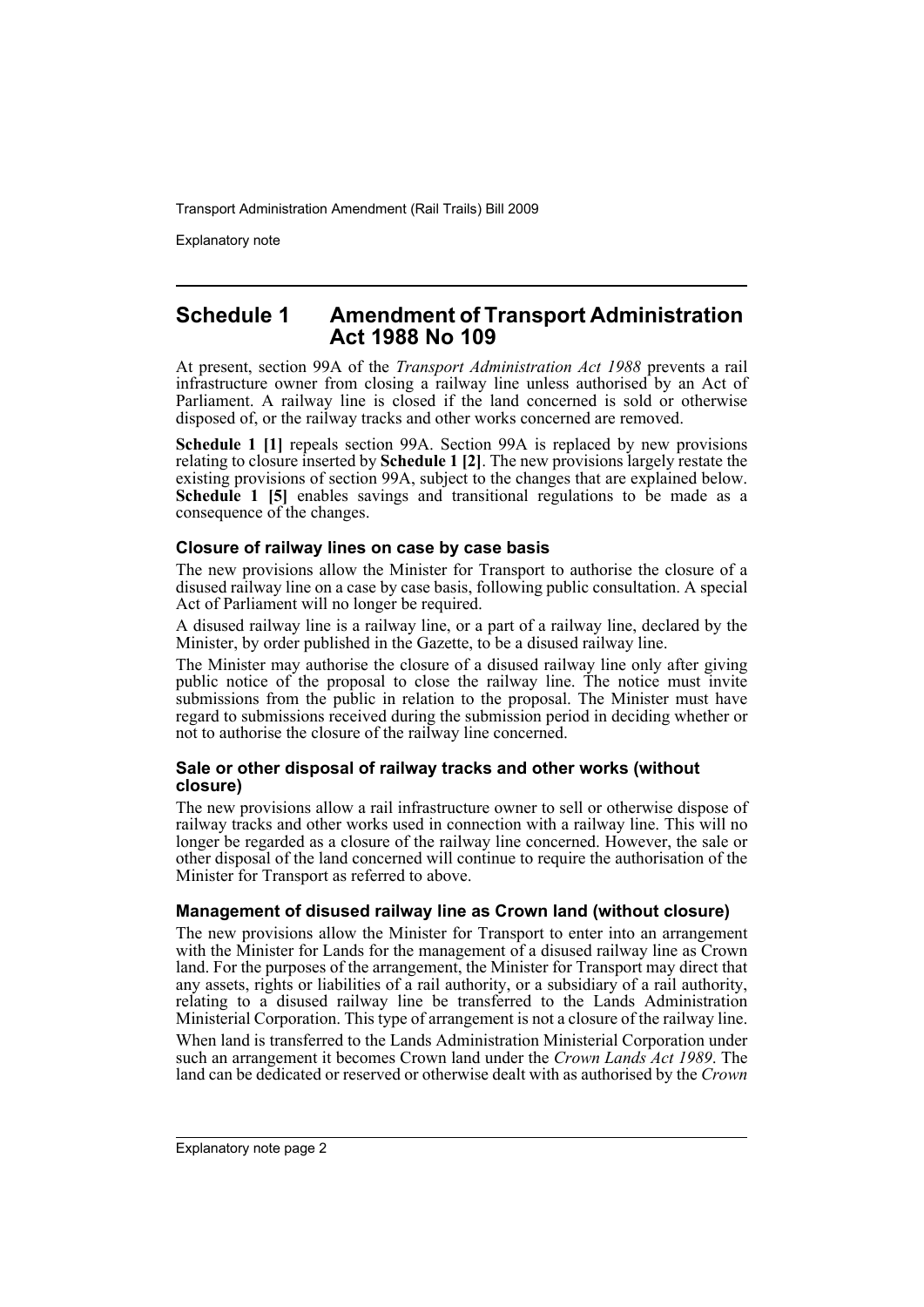## Schedule 1 Amendment of Transport Administration Act 1988 No 109

At present, section 99A of the *Transport Administration Act 1988* prevents a rail infrastructure owner from closing a railway line unless authorised by an Act of Parliament. A railway line is closed if the land concerned is sold or otherwise disposed of, or the railway tracks and other works concerned are removed.

**Schedule 1 [1]** repeals section 99A. Section 99A is replaced by new provisions relating to closure inserted by **Schedule 1 [2]**. The new provisions largely restate the existing provisions of section 99A, subject to the changes that are explained below. **Schedule 1 [5]** enables savings and transitional regulations to be made as a consequence of the changes.

### Closure of railway lines on case by case basis

The new provisions allow the Minister for Transport to authorise the closure of a disused railway line on a case by case basis, following public consultation. A special Act of Parliament will no longer be required.

A disused railway line is a railway line, or a part of a railway line, declared by the Minister, by order published in the Gazette, to be a disused railway line.

The Minister may authorise the closure of a disused railway line only after giving public notice of the proposal to close the railway line. The notice must invite submissions from the public in relation to the proposal. The Minister must have regard to submissions received during the submission period in deciding whether or not to authorise the closure of the railway line concerned.

### Sale or other disposal of railway tracks and other works (without closure)

The new provisions allow a rail infrastructure owner to sell or otherwise dispose of railway tracks and other works used in connection with a railway line. This will no longer be regarded as a closure of the railway line concerned. However, the sale or other disposal of the land concerned will continue to require the authorisation of the Minister for Transport as referred to above.

### Management of disused railway line as Crown land (without closure)

The new provisions allow the Minister for Transport to enter into an arrangement with the Minister for Lands for the management of a disused railway line as Crown land. For the purposes of the arrangement, the Minister for Transport may direct that any assets, rights or liabilities of a rail authority, or a subsidiary of a rail authority, relating to a disused railway line be transferred to the Lands Administration Ministerial Corporation. This type of arrangement is not a closure of the railway line.

When land is transferred to the Lands Administration Ministerial Corporation under such an arrangement it becomes Crown land under the *Crown Lands Act 1989*. The land can be dedicated or reserved or otherwise dealt with as authorised by the *Crown*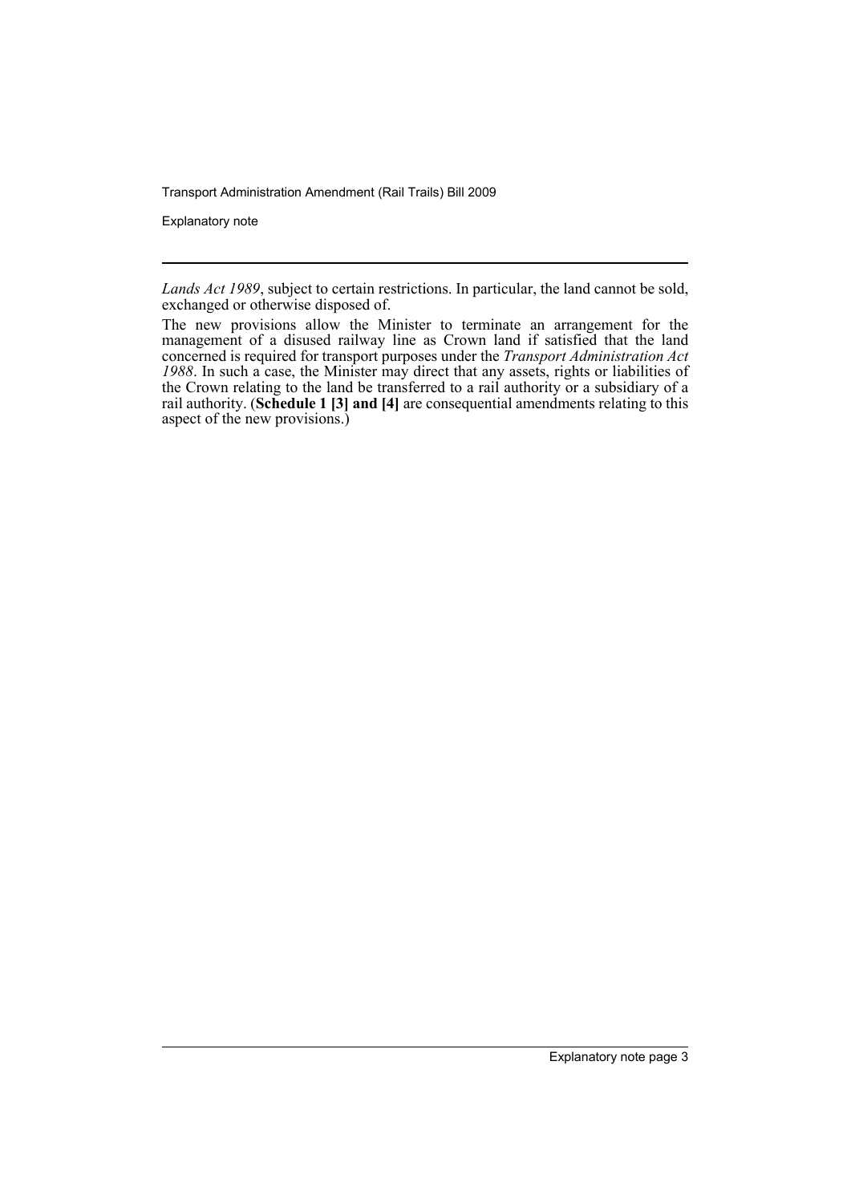*Lands Act 1989*, subject to certain restrictions. In particular, the land cannot be sold, exchanged or otherwise disposed of.

The new provisions allow the Minister to terminate an arrangement for the management of a disused railway line as Crown land if satisfied that the land concerned is required for transport purposes under the *Transport Administration Act 1988*. In such a case, the Minister may direct that any assets, rights or liabilities of the Crown relating to the land be transferred to a rail authority or a subsidiary of a rail authority. (**Schedule 1 [3] and [4]** are consequential amendments relating to this aspect of the new provisions.)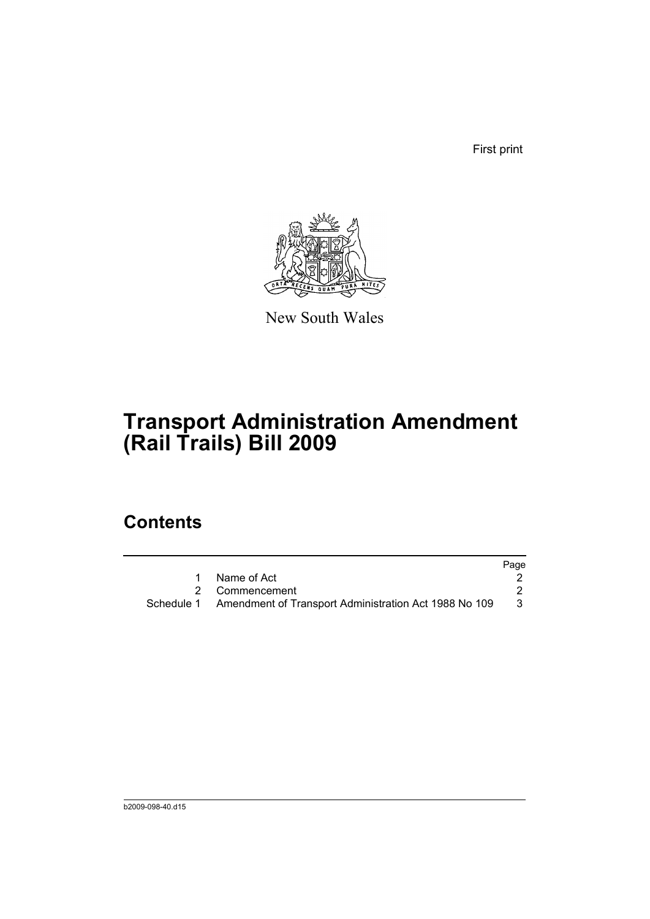First print

New South Wales

# Transport Administration Amendment (Rail Trails) Bill 2009

## Contents

| | | Page |
|---|---|---|
| 1 | Name of Act | 2 |
| 2 | Commencement | 2 |
| Schedule 1 | Amendment of Transport Administration Act 1988 No 109 | 3 |

b2009-098-40.d15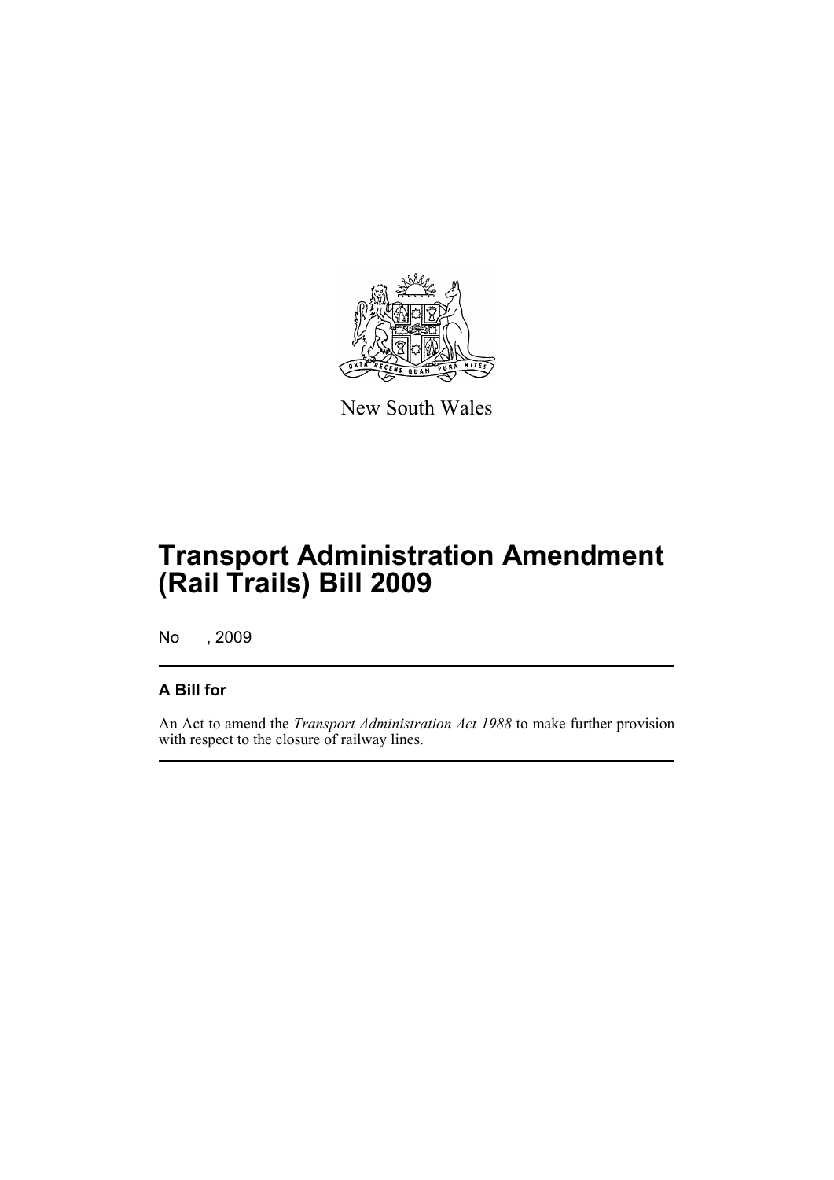New South Wales

# Transport Administration Amendment (Rail Trails) Bill 2009

No , 2009

## A Bill for

An Act to amend the *Transport Administration Act 1988* to make further provision with respect to the closure of railway lines.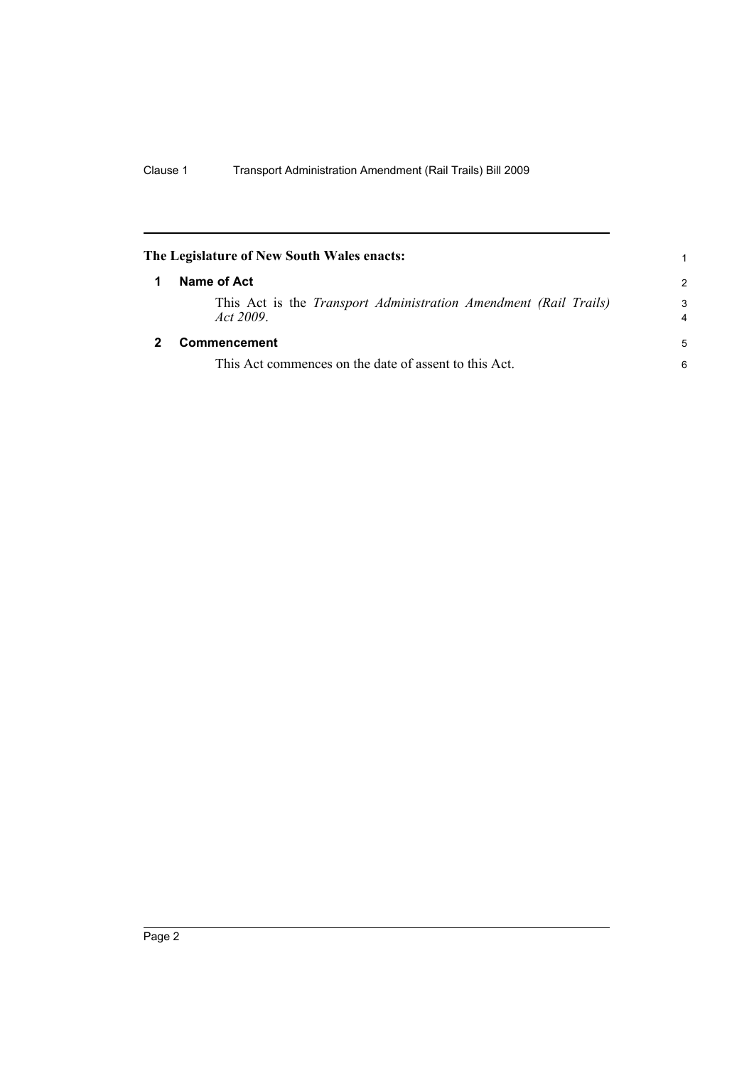**The Legislature of New South Wales enacts:**

## 1 Name of Act

This Act is the *Transport Administration Amendment (Rail Trails) Act 2009*.

## 2 Commencement

This Act commences on the date of assent to this Act.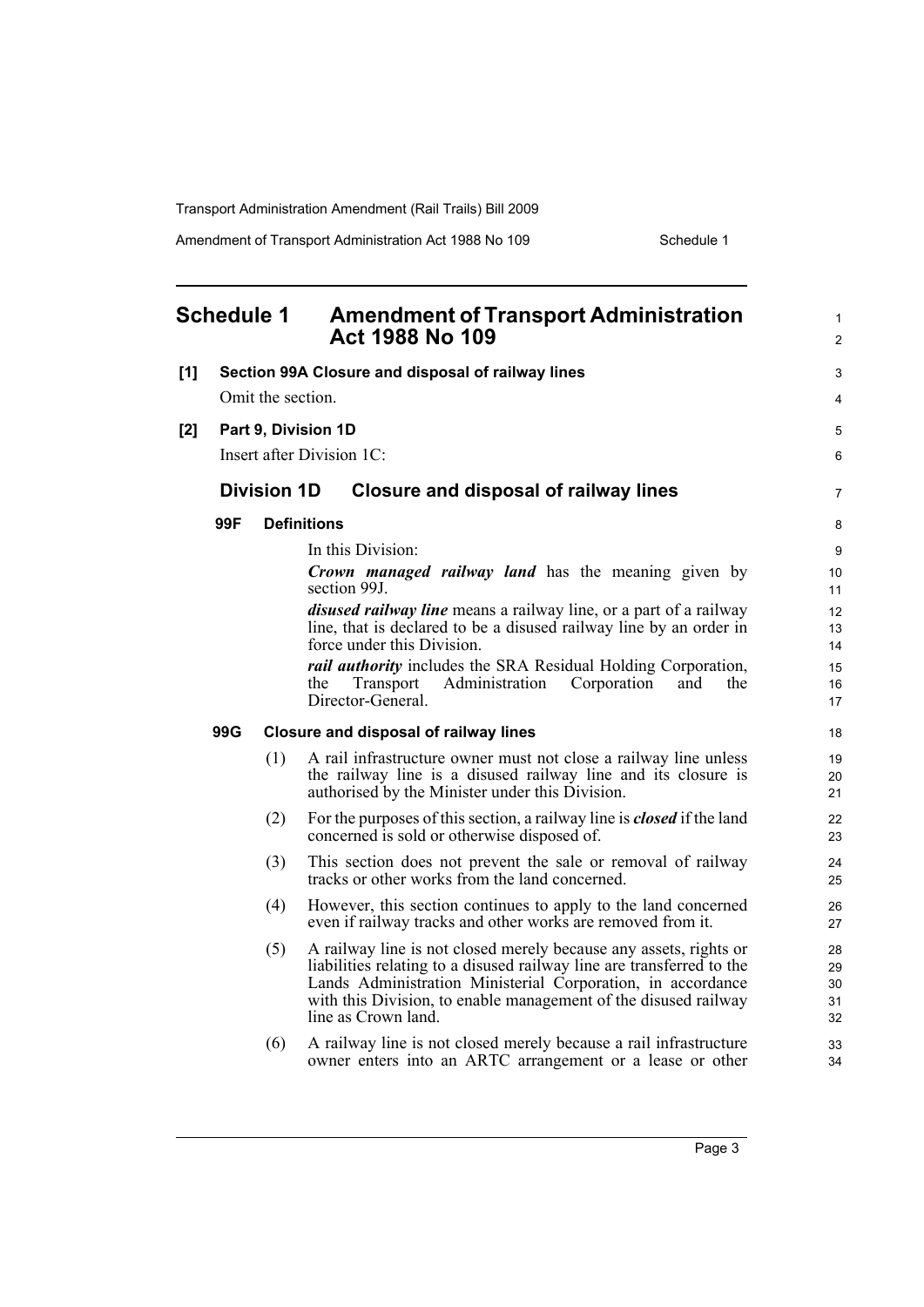# Schedule 1 Amendment of Transport Administration Act 1988 No 109

**[1] Section 99A Closure and disposal of railway lines**

Omit the section.

**[2] Part 9, Division 1D**

Insert after Division 1C:

## Division 1D Closure and disposal of railway lines

### 99F Definitions

In this Division:

***Crown managed railway land*** has the meaning given by section 99J.

***disused railway line*** means a railway line, or a part of a railway line, that is declared to be a disused railway line by an order in force under this Division.

***rail authority*** includes the SRA Residual Holding Corporation, the Transport Administration Corporation and the Director-General.

### 99G Closure and disposal of railway lines

(1) A rail infrastructure owner must not close a railway line unless the railway line is a disused railway line and its closure is authorised by the Minister under this Division.

(2) For the purposes of this section, a railway line is ***closed*** if the land concerned is sold or otherwise disposed of.

(3) This section does not prevent the sale or removal of railway tracks or other works from the land concerned.

(4) However, this section continues to apply to the land concerned even if railway tracks and other works are removed from it.

(5) A railway line is not closed merely because any assets, rights or liabilities relating to a disused railway line are transferred to the Lands Administration Ministerial Corporation, in accordance with this Division, to enable management of the disused railway line as Crown land.

(6) A railway line is not closed merely because a rail infrastructure owner enters into an ARTC arrangement or a lease or other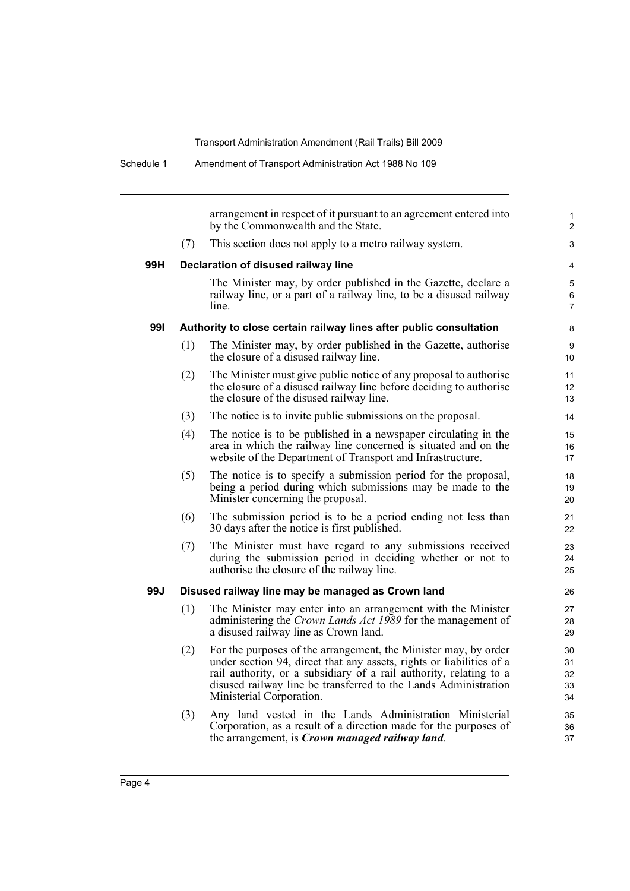arrangement in respect of it pursuant to an agreement entered into by the Commonwealth and the State.

(7) This section does not apply to a metro railway system.

**99H Declaration of disused railway line**

The Minister may, by order published in the Gazette, declare a railway line, or a part of a railway line, to be a disused railway line.

**99I Authority to close certain railway lines after public consultation**

(1) The Minister may, by order published in the Gazette, authorise the closure of a disused railway line.

(2) The Minister must give public notice of any proposal to authorise the closure of a disused railway line before deciding to authorise the closure of the disused railway line.

(3) The notice is to invite public submissions on the proposal.

(4) The notice is to be published in a newspaper circulating in the area in which the railway line concerned is situated and on the website of the Department of Transport and Infrastructure.

(5) The notice is to specify a submission period for the proposal, being a period during which submissions may be made to the Minister concerning the proposal.

(6) The submission period is to be a period ending not less than 30 days after the notice is first published.

(7) The Minister must have regard to any submissions received during the submission period in deciding whether or not to authorise the closure of the railway line.

**99J Disused railway line may be managed as Crown land**

(1) The Minister may enter into an arrangement with the Minister administering the *Crown Lands Act 1989* for the management of a disused railway line as Crown land.

(2) For the purposes of the arrangement, the Minister may, by order under section 94, direct that any assets, rights or liabilities of a rail authority, or a subsidiary of a rail authority, relating to a disused railway line be transferred to the Lands Administration Ministerial Corporation.

(3) Any land vested in the Lands Administration Ministerial Corporation, as a result of a direction made for the purposes of the arrangement, is ***Crown managed railway land***.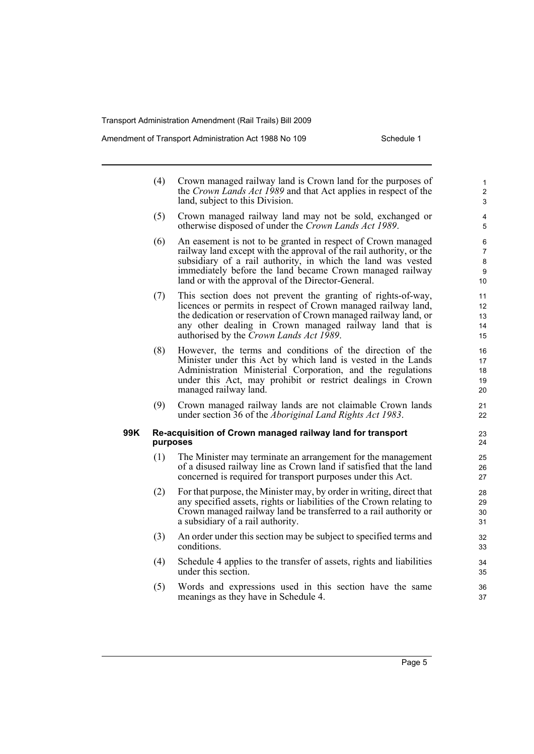(4) Crown managed railway land is Crown land for the purposes of the *Crown Lands Act 1989* and that Act applies in respect of the land, subject to this Division.

(5) Crown managed railway land may not be sold, exchanged or otherwise disposed of under the *Crown Lands Act 1989*.

(6) An easement is not to be granted in respect of Crown managed railway land except with the approval of the rail authority, or the subsidiary of a rail authority, in which the land was vested immediately before the land became Crown managed railway land or with the approval of the Director-General.

(7) This section does not prevent the granting of rights-of-way, licences or permits in respect of Crown managed railway land, the dedication or reservation of Crown managed railway land, or any other dealing in Crown managed railway land that is authorised by the *Crown Lands Act 1989*.

(8) However, the terms and conditions of the direction of the Minister under this Act by which land is vested in the Lands Administration Ministerial Corporation, and the regulations under this Act, may prohibit or restrict dealings in Crown managed railway land.

(9) Crown managed railway lands are not claimable Crown lands under section 36 of the *Aboriginal Land Rights Act 1983*.

**99K Re-acquisition of Crown managed railway land for transport purposes**

(1) The Minister may terminate an arrangement for the management of a disused railway line as Crown land if satisfied that the land concerned is required for transport purposes under this Act.

(2) For that purpose, the Minister may, by order in writing, direct that any specified assets, rights or liabilities of the Crown relating to Crown managed railway land be transferred to a rail authority or a subsidiary of a rail authority.

(3) An order under this section may be subject to specified terms and conditions.

(4) Schedule 4 applies to the transfer of assets, rights and liabilities under this section.

(5) Words and expressions used in this section have the same meanings as they have in Schedule 4.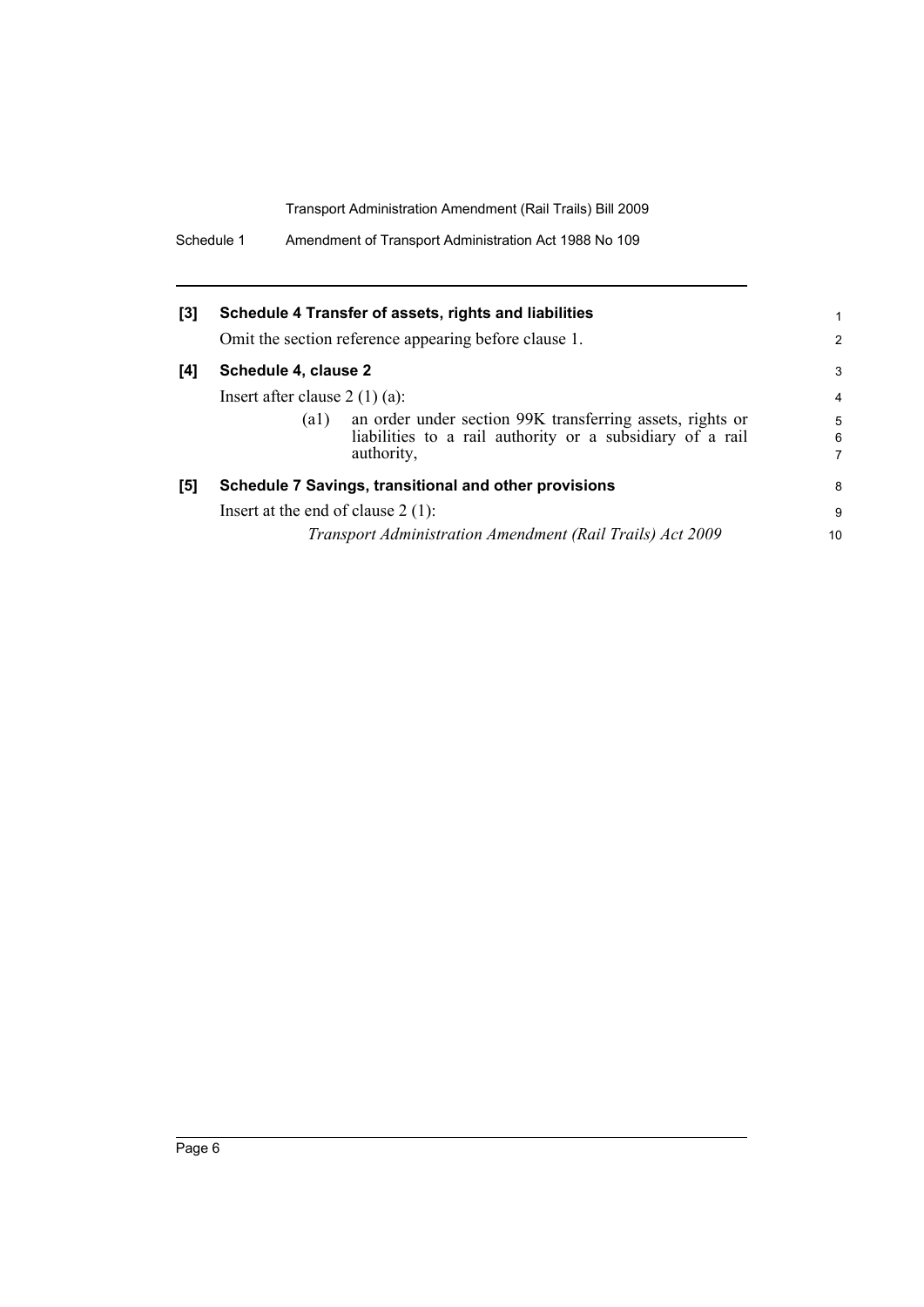**[3] Schedule 4 Transfer of assets, rights and liabilities**

Omit the section reference appearing before clause 1.

**[4] Schedule 4, clause 2**

Insert after clause 2 (1) (a):

> (a1) an order under section 99K transferring assets, rights or liabilities to a rail authority or a subsidiary of a rail authority,

**[5] Schedule 7 Savings, transitional and other provisions**

Insert at the end of clause 2 (1):

> *Transport Administration Amendment (Rail Trails) Act 2009*